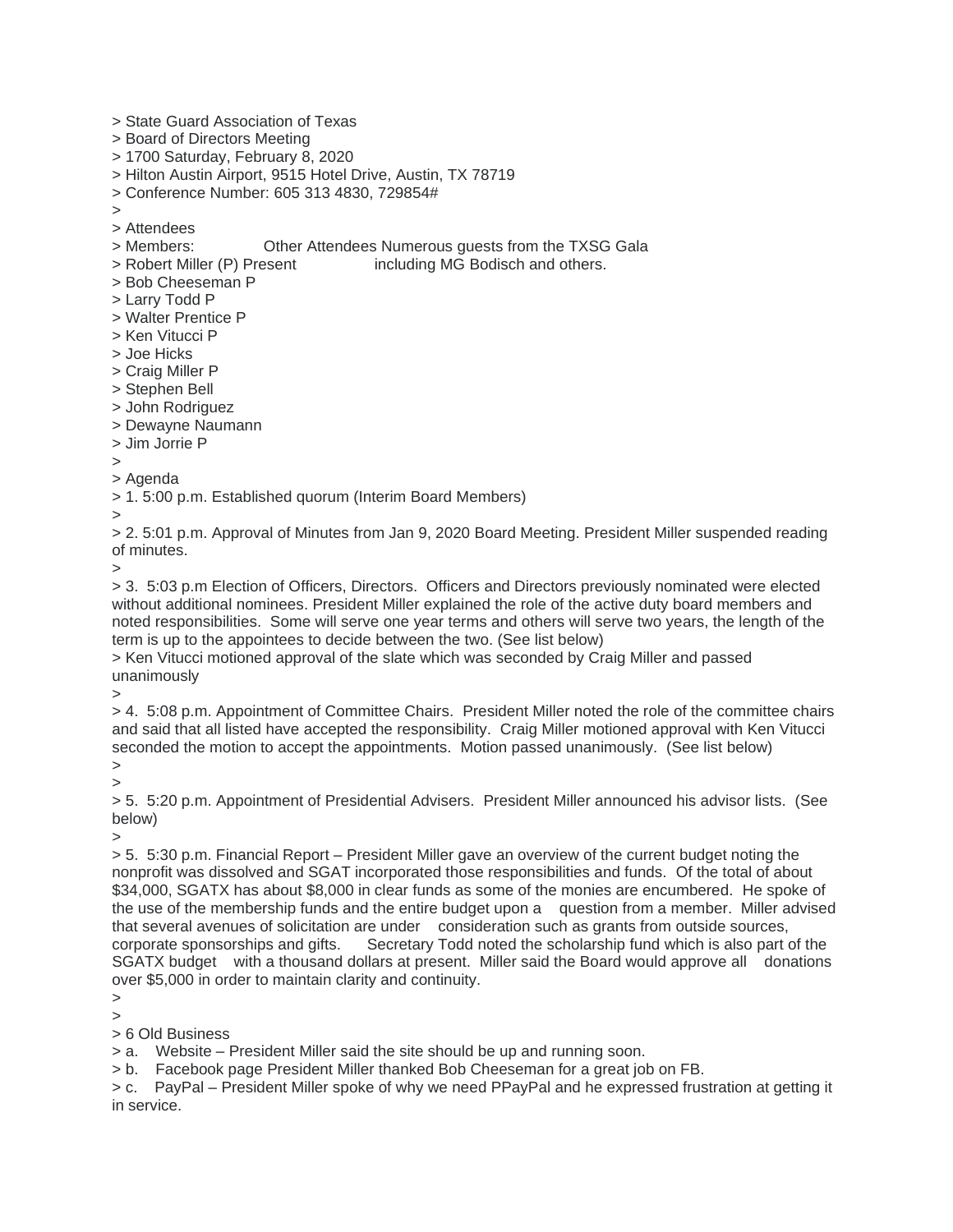> State Guard Association of Texas
> Board of Directors Meeting
> 1700 Saturday, February 8, 2020
> Hilton Austin Airport, 9515 Hotel Drive, Austin, TX 78719
> Conference Number: 605 313 4830, 729854#
>
> Attendees
> Members: Other Attendees Numerous guests from the TXSG Gala
> Robert Miller (P) Present including MG Bodisch and others.
> Bob Cheeseman P
> Larry Todd P
> Walter Prentice P
> Ken Vitucci P
> Joe Hicks
> Craig Miller P
> Stephen Bell
> John Rodriguez
> Dewayne Naumann
> Jim Jorrie P
>
> Agenda
> 1. 5:00 p.m. Established quorum (Interim Board Members)
>
> 2. 5:01 p.m. Approval of Minutes from Jan 9, 2020 Board Meeting. President Miller suspended reading of minutes.
>
> 3. 5:03 p.m Election of Officers, Directors. Officers and Directors previously nominated were elected without additional nominees. President Miller explained the role of the active duty board members and noted responsibilities. Some will serve one year terms and others will serve two years, the length of the term is up to the appointees to decide between the two. (See list below)
> Ken Vitucci motioned approval of the slate which was seconded by Craig Miller and passed unanimously
>
> 4. 5:08 p.m. Appointment of Committee Chairs. President Miller noted the role of the committee chairs and said that all listed have accepted the responsibility. Craig Miller motioned approval with Ken Vitucci seconded the motion to accept the appointments. Motion passed unanimously. (See list below)
>
>
> 5. 5:20 p.m. Appointment of Presidential Advisers. President Miller announced his advisor lists. (See below)
>
> 5. 5:30 p.m. Financial Report – President Miller gave an overview of the current budget noting the nonprofit was dissolved and SGAT incorporated those responsibilities and funds. Of the total of about $34,000, SGATX has about $8,000 in clear funds as some of the monies are encumbered. He spoke of the use of the membership funds and the entire budget upon a question from a member. Miller advised that several avenues of solicitation are under consideration such as grants from outside sources, corporate sponsorships and gifts. Secretary Todd noted the scholarship fund which is also part of the SGATX budget with a thousand dollars at present. Miller said the Board would approve all donations over $5,000 in order to maintain clarity and continuity.
>
>
> 6 Old Business
> a. Website – President Miller said the site should be up and running soon.
> b. Facebook page President Miller thanked Bob Cheeseman for a great job on FB.
> c. PayPal – President Miller spoke of why we need PPayPal and he expressed frustration at getting it in service.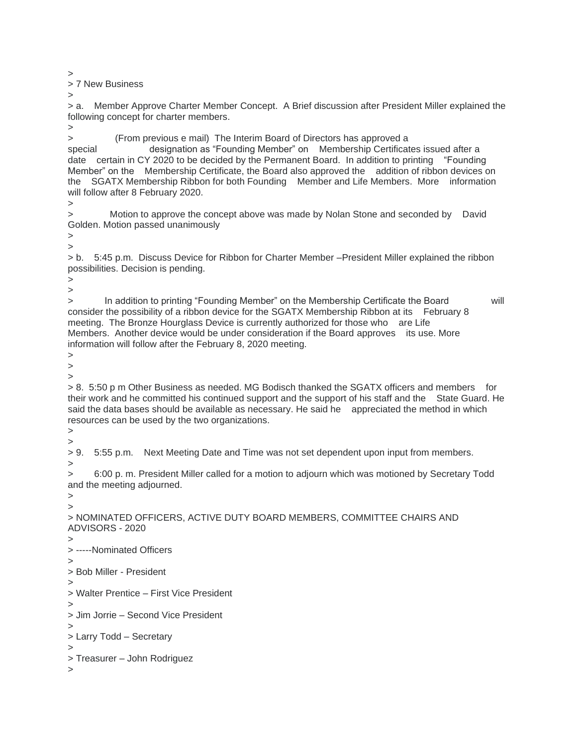>
> 7 New Business
>
> a. Member Approve Charter Member Concept. A Brief discussion after President Miller explained the following concept for charter members.
>
> (From previous e mail) The Interim Board of Directors has approved a special designation as "Founding Member" on Membership Certificates issued after a date certain in CY 2020 to be decided by the Permanent Board. In addition to printing "Founding Member" on the Membership Certificate, the Board also approved the addition of ribbon devices on the SGATX Membership Ribbon for both Founding Member and Life Members. More information will follow after 8 February 2020.
>
> Motion to approve the concept above was made by Nolan Stone and seconded by David Golden. Motion passed unanimously
>
>
> b. 5:45 p.m. Discuss Device for Ribbon for Charter Member –President Miller explained the ribbon possibilities. Decision is pending.
>
>
> In addition to printing "Founding Member" on the Membership Certificate the Board will consider the possibility of a ribbon device for the SGATX Membership Ribbon at its February 8 meeting. The Bronze Hourglass Device is currently authorized for those who are Life Members. Another device would be under consideration if the Board approves its use. More information will follow after the February 8, 2020 meeting.
>
>
>
> 8. 5:50 p m Other Business as needed. MG Bodisch thanked the SGATX officers and members for their work and he committed his continued support and the support of his staff and the State Guard. He said the data bases should be available as necessary. He said he appreciated the method in which resources can be used by the two organizations.
>
>
> 9. 5:55 p.m. Next Meeting Date and Time was not set dependent upon input from members.
>
> 6:00 p. m. President Miller called for a motion to adjourn which was motioned by Secretary Todd and the meeting adjourned.
>
>
> NOMINATED OFFICERS, ACTIVE DUTY BOARD MEMBERS, COMMITTEE CHAIRS AND ADVISORS - 2020
>
> -----Nominated Officers
>
> Bob Miller - President
>
> Walter Prentice – First Vice President
>
> Jim Jorrie – Second Vice President
>
> Larry Todd – Secretary
>
> Treasurer – John Rodriguez
>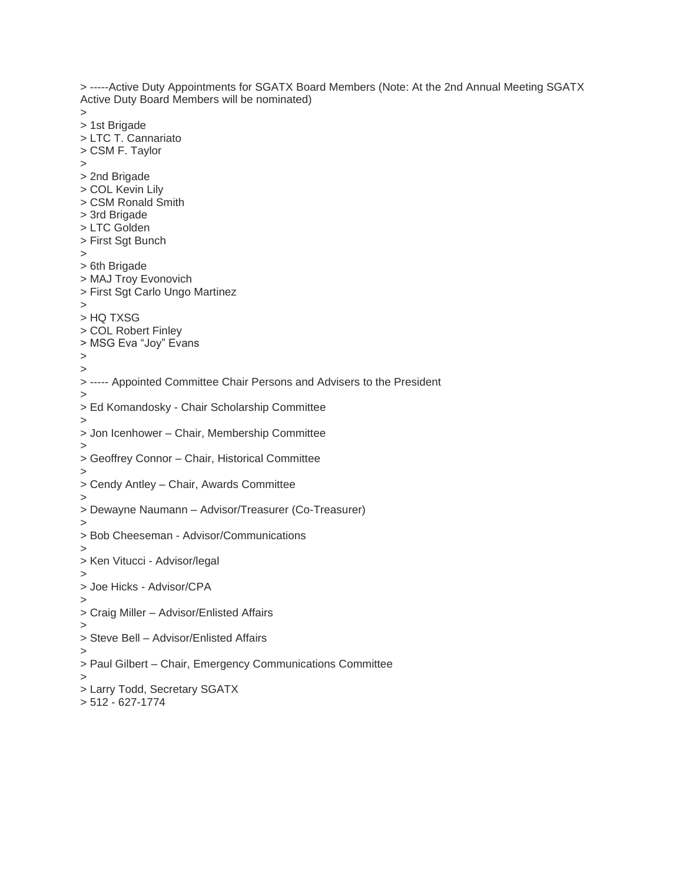> -----Active Duty Appointments for SGATX Board Members (Note: At the 2nd Annual Meeting SGATX Active Duty Board Members will be nominated)
>
> 1st Brigade
> LTC T. Cannariato
> CSM F. Taylor
>
> 2nd Brigade
> COL Kevin Lily
> CSM Ronald Smith
> 3rd Brigade
> LTC Golden
> First Sgt Bunch
>
> 6th Brigade
> MAJ Troy Evonovich
> First Sgt Carlo Ungo Martinez
>
> HQ TXSG
> COL Robert Finley
> MSG Eva "Joy" Evans
>
>
> ----- Appointed Committee Chair Persons and Advisers to the President
>
> Ed Komandosky - Chair Scholarship Committee
>
> Jon Icenhower – Chair, Membership Committee
>
> Geoffrey Connor – Chair, Historical Committee
>
> Cendy Antley – Chair, Awards Committee
>
> Dewayne Naumann – Advisor/Treasurer (Co-Treasurer)
>
> Bob Cheeseman - Advisor/Communications
>
> Ken Vitucci - Advisor/legal
>
> Joe Hicks - Advisor/CPA
>
> Craig Miller – Advisor/Enlisted Affairs
>
> Steve Bell – Advisor/Enlisted Affairs
>
> Paul Gilbert – Chair, Emergency Communications Committee
>
> Larry Todd, Secretary SGATX
> 512 - 627-1774